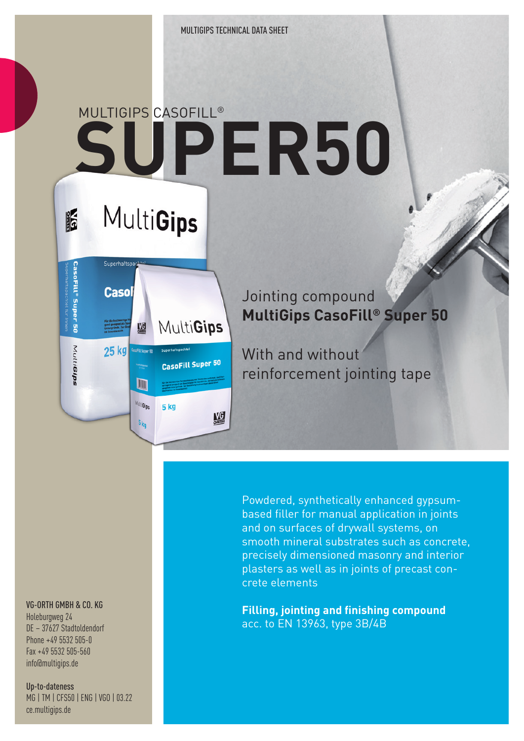# MULTIGIPS CASOFILL®
# SUPER50

Jointing compound
**MultiGips CasoFill® Super 50**

With and without
reinforcement jointing tape

Powdered, synthetically enhanced gypsum-based filler for manual application in joints and on surfaces of drywall systems, on smooth mineral substrates such as concrete, precisely dimensioned masonry and interior plasters as well as in joints of precast concrete elements

**Filling, jointing and finishing compound**
acc. to EN 13963, type 3B/4B

**VG-ORTH GMBH & CO. KG**
Holeburgweg 24
DE – 37627 Stadtoldendorf
Phone +49 5532 505-0
Fax +49 5532 505-560
info@multigips.de

**Up-to-dateness**
MG | TM | CFS50 | ENG | VGO | 03.22
ce.multigips.de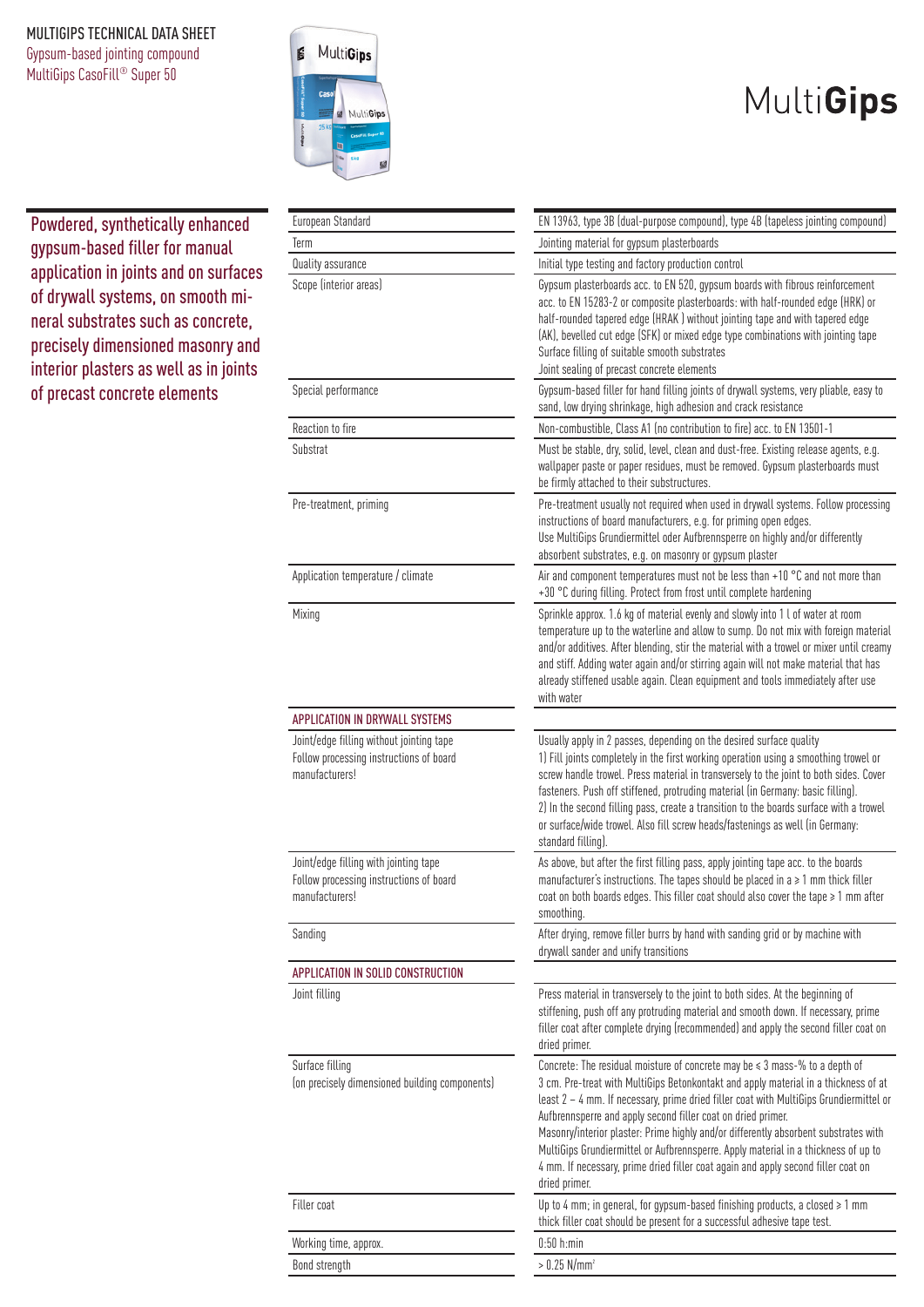MULTIGIPS TECHNICAL DATA SHEET

Gypsum-based jointing compound

MultiGips CasoFill® Super 50

MultiGips

Powdered, synthetically enhanced gypsum-based filler for manual application in joints and on surfaces of drywall systems, on smooth mineral substrates such as concrete, precisely dimensioned masonry and interior plasters as well as in joints of precast concrete elements

| | |
|---|---|
| European Standard | EN 13963, type 3B (dual-purpose compound), type 4B (tapeless jointing compound) |
| Term | Jointing material for gypsum plasterboards |
| Quality assurance | Initial type testing and factory production control |
| Scope (interior areas) | Gypsum plasterboards acc. to EN 520, gypsum boards with fibrous reinforcement acc. to EN 15283-2 or composite plasterboards: with half-rounded tapered edge (HRK) or half-rounded tapered edge (HRAK ) without jointing tape and with tapered edge (AK), bevelled cut edge (SFK) or mixed edge type combinations with jointing tape<br>Surface filling of suitable smooth substrates<br>Joint sealing of precast concrete elements |
| Special performance | Gypsum-based filler for hand filling joints of drywall systems, very pliable, easy to sand, low drying shrinkage, high adhesion and crack resistance |
| Reaction to fire | Non-combustible, Class A1 (no contribution to fire) acc. to EN 13501-1 |
| Substrat | Must be stable, dry, solid, level, clean and dust-free. Existing release agents, e.g. wallpaper paste or paper residues, must be removed. Gypsum plasterboards must be firmly attached to their substructures. |
| Pre-treatment, priming | Pre-treatment usually not required when used in drywall systems. Follow processing instructions of board manufacturers, e.g. for priming open edges.<br>Use MultiGips Grundiermittel oder Aufbrennsperre on highly and/or differently absorbent substrates, e.g. on masonry or gypsum plaster |
| Application temperature / climate | Air and component temperatures must not be less than +10 °C and not more than +30 °C during filling. Protect from frost until complete hardening |
| Mixing | Sprinkle approx. 1.6 kg of material evenly and slowly into 1 l of water at room temperature up to the waterline and allow to sump. Do not mix with foreign material and/or additives. After blending, stir the material with a trowel or mixer until creamy and stiff. Adding water again and/or stirring again will not make material that has already stiffened usable again. Clean equipment and tools immediately after use with water |
| **APPLICATION IN DRYWALL SYSTEMS** | |
| Joint/edge filling without jointing tape<br>Follow processing instructions of board manufacturers! | Usually apply in 2 passes, depending on the desired surface quality<br>1) Fill joints completely in the first working operation using a smoothing trowel or screw handle trowel. Press material in transversely to the joint to both sides. Cover fasteners. Push off stiffened, protruding material (in Germany: basic filling).<br>2) In the second filling pass, create a transition to the boards surface with a trowel or surface/wide trowel. Also fill screw heads/fastenings as well (in Germany: standard filling). |
| Joint/edge filling with jointing tape<br>Follow processing instructions of board manufacturers! | As above, but after the first filling pass, apply jointing tape acc. to the boards manufacturer's instructions. The tapes should be placed in a ≥ 1 mm thick filler coat on both boards edges. This filler coat should also cover the tape ≥ 1 mm after smoothing. |
| Sanding | After drying, remove filler burrs by hand with sanding grid or by machine with drywall sander and unify transitions |
| **APPLICATION IN SOLID CONSTRUCTION** | |
| Joint filling | Press material in transversely to the joint to both sides. At the beginning of stiffening, push off any protruding material and smooth down. If necessary, prime filler coat after complete drying (recommended) and apply the second filler coat on dried primer. |
| Surface filling<br>(on precisely dimensioned building components) | Concrete: The residual moisture of concrete may be ≤ 3 mass-% to a depth of 3 cm. Pre-treat with MultiGips Betonkontakt and apply material in a thickness of at least 2 – 4 mm. If necessary, prime dried filler coat with MultiGips Grundiermittel or Aufbrennsperre and apply second filler coat on dried primer.<br>Masonry/interior plaster: Prime highly and/or differently absorbent substrates with MultiGips Grundiermittel or Aufbrennsperre. Apply material in a thickness of up to 4 mm. If necessary, prime dried filler coat again and apply second filler coat on dried primer. |
| Filler coat | Up to 4 mm; in general, for gypsum-based finishing products, a closed ≥ 1 mm thick filler coat should be present for a successful adhesive tape test. |
| Working time, approx. | 0:50 h:min |
| Bond strength | > 0.25 N/mm² |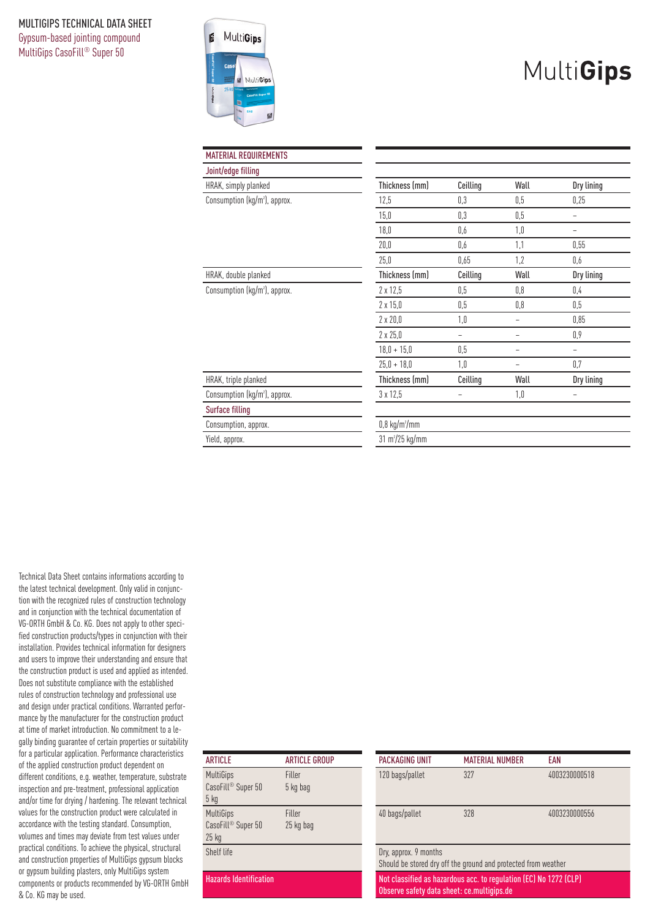MULTIGIPS TECHNICAL DATA SHEET

Gypsum-based jointing compound

MultiGips CasoFill® Super 50

MultiGips

## MATERIAL REQUIREMENTS

### Joint/edge filling

| | Thickness (mm) | Ceilling | Wall | Dry lining |
|---|---|---|---|---|
| HRAK, simply planked | | | | |
| Consumption (kg/m²), approx. | 12,5 | 0,3 | 0,5 | 0,25 |
| | 15,0 | 0,3 | 0,5 | – |
| | 18,0 | 0,6 | 1,0 | – |
| | 20,0 | 0,6 | 1,1 | 0,55 |
| | 25,0 | 0,65 | 1,2 | 0,6 |
| HRAK, double planked | Thickness (mm) | Ceilling | Wall | Dry lining |
| Consumption (kg/m²), approx. | 2 x 12,5 | 0,5 | 0,8 | 0,4 |
| | 2 x 15,0 | 0,5 | 0,8 | 0,5 |
| | 2 x 20,0 | 1,0 | – | 0,85 |
| | 2 x 25,0 | – | – | 0,9 |
| | 18,0 + 15,0 | 0,5 | – | – |
| | 25,0 + 18,0 | 1,0 | – | 0,7 |
| HRAK, triple planked | Thickness (mm) | Ceilling | Wall | Dry lining |
| Consumption (kg/m²), approx. | 3 x 12,5 | – | 1,0 | – |

### Surface filling

| | |
|---|---|
| Consumption, approx. | 0,8 kg/m²/mm |
| Yield, approx. | 31 m²/25 kg/mm |

| ARTICLE | ARTICLE GROUP | PACKAGING UNIT | MATERIAL NUMBER | EAN |
|---|---|---|---|---|
| MultiGips CasoFill® Super 50 5 kg | Filler 5 kg bag | 120 bags/pallet | 327 | 4003230000518 |
| MultiGips CasoFill® Super 50 25 kg | Filler 25 kg bag | 40 bags/pallet | 328 | 4003230000556 |
| Shelf life | | Dry, approx. 9 months Should be stored dry off the ground and protected from weather | | |
| Hazards Identification | | Not classified as hazardous acc. to regulation (EC) No 1272 (CLP) Observe safety data sheet: ce.multigips.de | | |

Technical Data Sheet contains informations according to the latest technical development. Only valid in conjunction with the recognized rules of construction technology and in conjunction with the technical documentation of VG-ORTH GmbH & Co. KG. Does not apply to other specified construction products/types in conjunction with their installation. Provides technical information for designers and users to improve their understanding and ensure that the construction product is used and applied as intended. Does not substitute compliance with the established rules of construction technology and professional use and design under practical conditions. Warranted performance by the manufacturer for the construction product at time of market introduction. No commitment to a legally binding guarantee of certain properties or suitability for a particular application. Performance characteristics of the applied construction product dependent on different conditions, e.g. weather, temperature, substrate inspection and pre-treatment, professional application and/or time for drying / hardening. The relevant technical values for the construction product were calculated in accordance with the testing standard. Consumption, volumes and times may deviate from test values under practical conditions. To achieve the physical, structural and construction properties of MultiGips gypsum blocks or gypsum building plasters, only MultiGips system components or products recommended by VG-ORTH GmbH & Co. KG may be used.